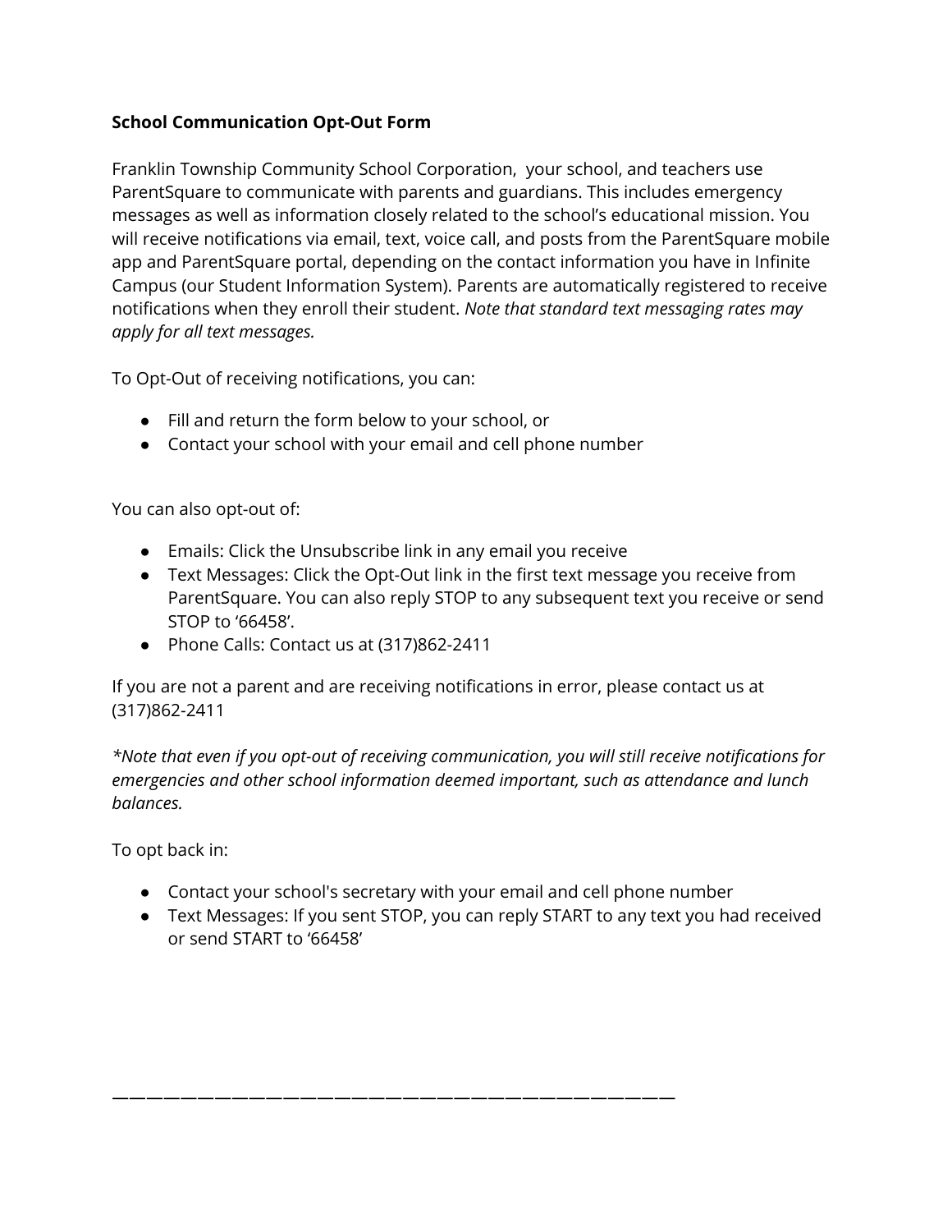**School Communication Opt-Out Form**

Franklin Township Community School Corporation,  your school, and teachers use ParentSquare to communicate with parents and guardians. This includes emergency messages as well as information closely related to the school's educational mission. You will receive notifications via email, text, voice call, and posts from the ParentSquare mobile app and ParentSquare portal, depending on the contact information you have in Infinite Campus (our Student Information System). Parents are automatically registered to receive notifications when they enroll their student. *Note that standard text messaging rates may apply for all text messages.*

To Opt-Out of receiving notifications, you can:

- Fill and return the form below to your school, or
- Contact your school with your email and cell phone number

You can also opt-out of:

- Emails: Click the Unsubscribe link in any email you receive
- Text Messages: Click the Opt-Out link in the first text message you receive from ParentSquare. You can also reply STOP to any subsequent text you receive or send STOP to '66458'.
- Phone Calls: Contact us at (317)862-2411

If you are not a parent and are receiving notifications in error, please contact us at (317)862-2411

*\*Note that even if you opt-out of receiving communication, you will still receive notifications for emergencies and other school information deemed important, such as attendance and lunch balances.*

To opt back in:

- Contact your school's secretary with your email and cell phone number
- Text Messages: If you sent STOP, you can reply START to any text you had received or send START to '66458'

————————————————————————————————————————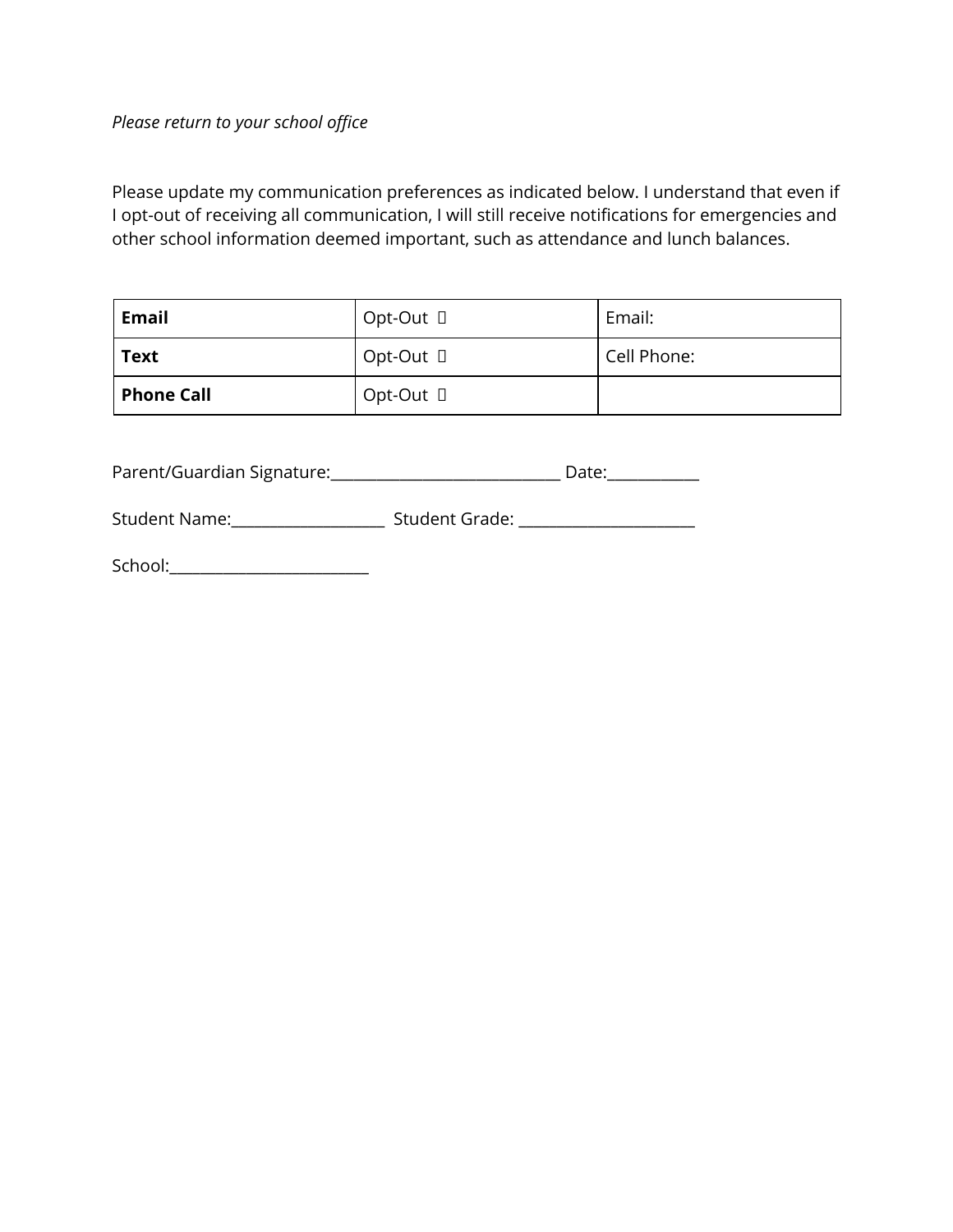*Please return to your school office*

Please update my communication preferences as indicated below. I understand that even if I opt-out of receiving all communication, I will still receive notifications for emergencies and other school information deemed important, such as attendance and lunch balances.

| | | |
|---|---|---|
| **Email** | Opt-Out ☐ | Email: |
| **Text** | Opt-Out ☐ | Cell Phone: |
| **Phone Call** | Opt-Out ☐ | |

Parent/Guardian Signature:_____________________________ Date:___________

Student Name:___________________ Student Grade: ______________________

School:_________________________